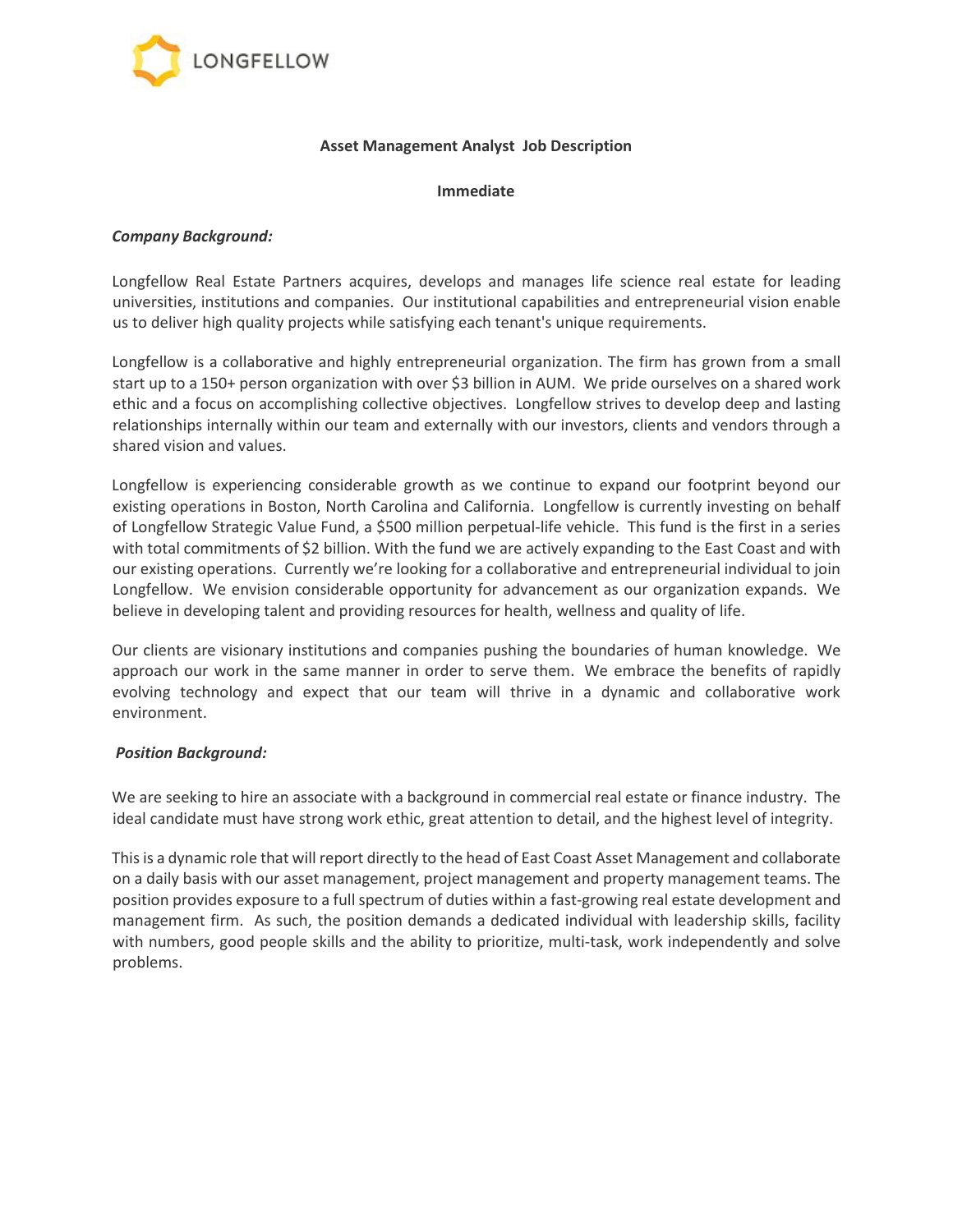LONGFELLOW

**Asset Management Analyst Job Description**

**Immediate**

***Company Background:***

Longfellow Real Estate Partners acquires, develops and manages life science real estate for leading universities, institutions and companies. Our institutional capabilities and entrepreneurial vision enable us to deliver high quality projects while satisfying each tenant's unique requirements.

Longfellow is a collaborative and highly entrepreneurial organization. The firm has grown from a small start up to a 150+ person organization with over $3 billion in AUM. We pride ourselves on a shared work ethic and a focus on accomplishing collective objectives. Longfellow strives to develop deep and lasting relationships internally within our team and externally with our investors, clients and vendors through a shared vision and values.

Longfellow is experiencing considerable growth as we continue to expand our footprint beyond our existing operations in Boston, North Carolina and California. Longfellow is currently investing on behalf of Longfellow Strategic Value Fund, a $500 million perpetual-life vehicle. This fund is the first in a series with total commitments of $2 billion. With the fund we are actively expanding to the East Coast and with our existing operations. Currently we're looking for a collaborative and entrepreneurial individual to join Longfellow. We envision considerable opportunity for advancement as our organization expands. We believe in developing talent and providing resources for health, wellness and quality of life.

Our clients are visionary institutions and companies pushing the boundaries of human knowledge. We approach our work in the same manner in order to serve them. We embrace the benefits of rapidly evolving technology and expect that our team will thrive in a dynamic and collaborative work environment.

***Position Background:***

We are seeking to hire an associate with a background in commercial real estate or finance industry. The ideal candidate must have strong work ethic, great attention to detail, and the highest level of integrity.

This is a dynamic role that will report directly to the head of East Coast Asset Management and collaborate on a daily basis with our asset management, project management and property management teams. The position provides exposure to a full spectrum of duties within a fast-growing real estate development and management firm. As such, the position demands a dedicated individual with leadership skills, facility with numbers, good people skills and the ability to prioritize, multi-task, work independently and solve problems.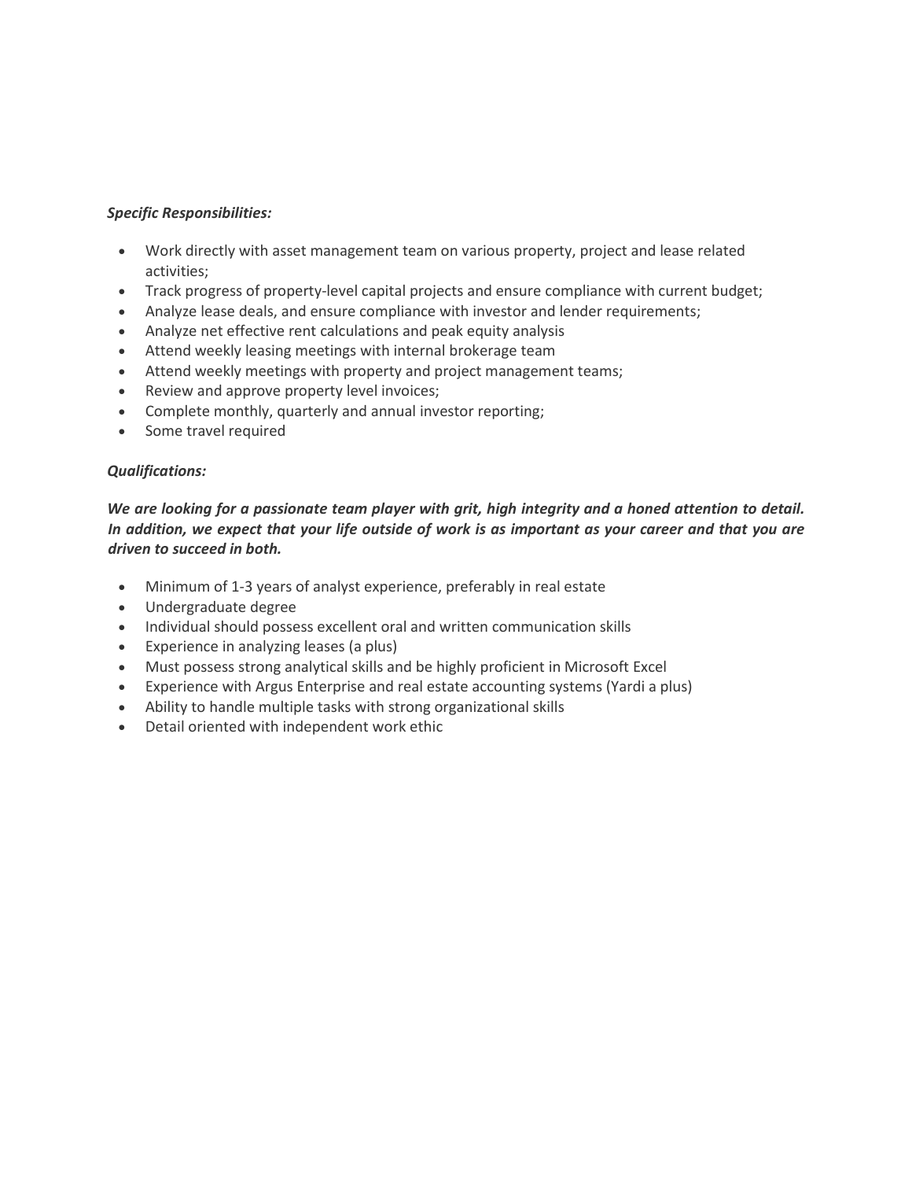***Specific Responsibilities:***

- Work directly with asset management team on various property, project and lease related activities;
- Track progress of property-level capital projects and ensure compliance with current budget;
- Analyze lease deals, and ensure compliance with investor and lender requirements;
- Analyze net effective rent calculations and peak equity analysis
- Attend weekly leasing meetings with internal brokerage team
- Attend weekly meetings with property and project management teams;
- Review and approve property level invoices;
- Complete monthly, quarterly and annual investor reporting;
- Some travel required

***Qualifications:***

***We are looking for a passionate team player with grit, high integrity and a honed attention to detail. In addition, we expect that your life outside of work is as important as your career and that you are driven to succeed in both.***

- Minimum of 1-3 years of analyst experience, preferably in real estate
- Undergraduate degree
- Individual should possess excellent oral and written communication skills
- Experience in analyzing leases (a plus)
- Must possess strong analytical skills and be highly proficient in Microsoft Excel
- Experience with Argus Enterprise and real estate accounting systems (Yardi a plus)
- Ability to handle multiple tasks with strong organizational skills
- Detail oriented with independent work ethic